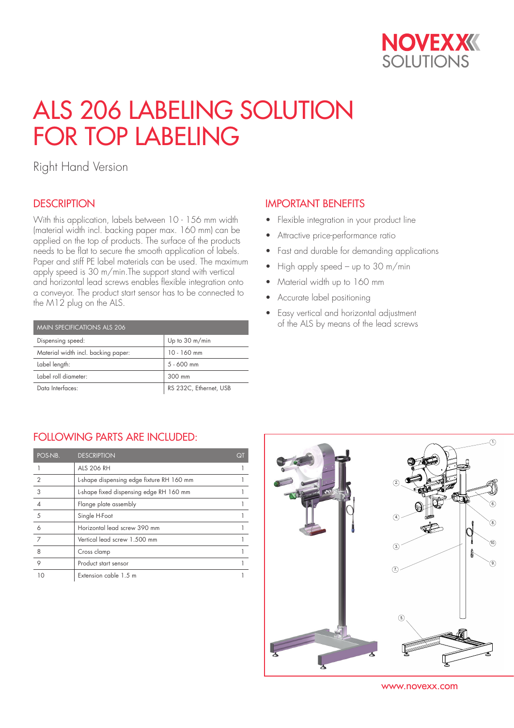NOVEXX SOLUTIONS

# ALS 206 LABELING SOLUTION FOR TOP LABELING

Right Hand Version

## DESCRIPTION

With this application, labels between 10 - 156 mm width (material width incl. backing paper max. 160 mm) can be applied on the top of products. The surface of the products needs to be flat to secure the smooth application of labels. Paper and stiff PE label materials can be used. The maximum apply speed is 30 m/min.The support stand with vertical and horizontal lead screws enables flexible integration onto a conveyor. The product start sensor has to be connected to the M12 plug on the ALS.

| MAIN SPECIFICATIONS ALS 206 | |
|---|---|
| Dispensing speed: | Up to 30 m/min |
| Material width incl. backing paper: | 10 - 160 mm |
| Label length: | 5 - 600 mm |
| Label roll diameter: | 300 mm |
| Data Interfaces: | RS 232C, Ethernet, USB |

## IMPORTANT BENEFITS

- Flexible integration in your product line
- Attractive price-performance ratio
- Fast and durable for demanding applications
- High apply speed – up to 30 m/min
- Material width up to 160 mm
- Accurate label positioning
- Easy vertical and horizontal adjustment of the ALS by means of the lead screws

## FOLLOWING PARTS ARE INCLUDED:

| POS-NB. | DESCRIPTION | QT |
|---|---|---|
| 1 | ALS 206 RH | 1 |
| 2 | L-shape dispensing edge fixture RH 160 mm | 1 |
| 3 | L-shape fixed dispensing edge RH 160 mm | 1 |
| 4 | Flange plate assembly | 1 |
| 5 | Single H-Foot | 1 |
| 6 | Horizontal lead screw 390 mm | 1 |
| 7 | Vertical lead screw 1.500 mm | 1 |
| 8 | Cross clamp | 1 |
| 9 | Product start sensor | 1 |
| 10 | Extension cable 1.5 m | 1 |

www.novexx.com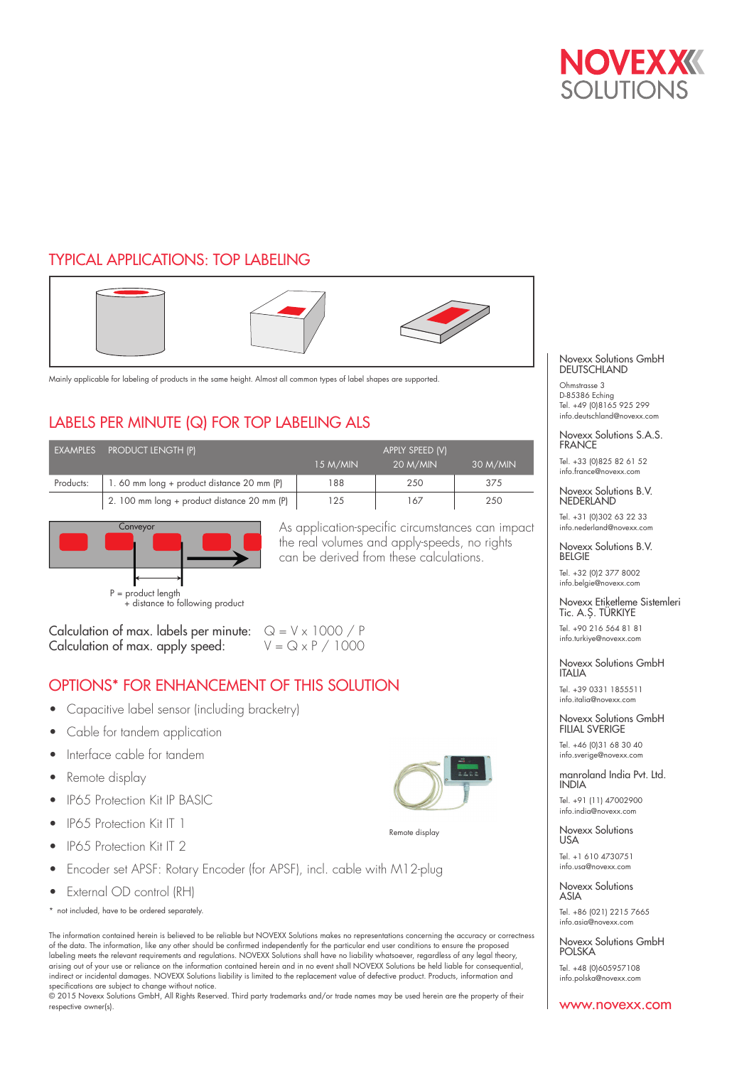# NOVEXX SOLUTIONS

## TYPICAL APPLICATIONS: TOP LABELING

Mainly applicable for labeling of products in the same height. Almost all common types of label shapes are supported.

## LABELS PER MINUTE (Q) FOR TOP LABELING ALS

| EXAMPLES | PRODUCT LENGTH (P) | APPLY SPEED (V) 15 M/MIN | 20 M/MIN | 30 M/MIN |
|---|---|---|---|---|
| Products: | 1. 60 mm long + product distance 20 mm (P) | 188 | 250 | 375 |
| | 2. 100 mm long + product distance 20 mm (P) | 125 | 167 | 250 |

Conveyor

P = product length
+ distance to following product

As application-specific circumstances can impact the real volumes and apply-speeds, no rights can be derived from these calculations.

Calculation of max. labels per minute: $Q = V \times 1000 / P$
Calculation of max. apply speed: $V = Q \times P / 1000$

## OPTIONS* FOR ENHANCEMENT OF THIS SOLUTION

- Capacitive label sensor (including bracketry)
- Cable for tandem application
- Interface cable for tandem
- Remote display
- IP65 Protection Kit IP BASIC
- IP65 Protection Kit IT 1
- IP65 Protection Kit IT 2
- Encoder set APSF: Rotary Encoder (for APSF), incl. cable with M12-plug
- External OD control (RH)

Remote display

\* not included, have to be ordered separately.

The information contained herein is believed to be reliable but NOVEXX Solutions makes no representations concerning the accuracy or correctness of the data. The information, like any other should be confirmed independently for the particular end user conditions to ensure the proposed labeling meets the relevant requirements and regulations. NOVEXX Solutions shall have no liability whatsoever, regardless of any legal theory, arising out of your use or reliance on the information contained herein and in no event shall NOVEXX Solutions be held liable for consequential, indirect or incidental damages. NOVEXX Solutions liability is limited to the replacement value of defective product. Products, information and specifications are subject to change without notice.
© 2015 Novexx Solutions GmbH, All Rights Reserved. Third party trademarks and/or trade names may be used herein are the property of their respective owner(s).

---

**Novexx Solutions GmbH**
**DEUTSCHLAND**
Ohmstrasse 3
D-85386 Eching
Tel. +49 (0)8165 925 299
info.deutschland@novexx.com

**Novexx Solutions S.A.S.**
**FRANCE**
Tel. +33 (0)825 82 61 52
info.france@novexx.com

**Novexx Solutions B.V.**
**NEDERLAND**
Tel. +31 (0)302 63 22 33
info.nederland@novexx.com

**Novexx Solutions B.V.**
**BELGIE**
Tel. +32 (0)2 377 8002
info.belgie@novexx.com

**Novexx Etiketleme Sistemleri Tic. A.Ş. TÜRKIYE**
Tel. +90 216 564 81 81
info.turkiye@novexx.com

**Novexx Solutions GmbH**
**ITALIA**
Tel. +39 0331 1855511
info.italia@novexx.com

**Novexx Solutions GmbH**
**FILIAL SVERIGE**
Tel. +46 (0)31 68 30 40
info.sverige@novexx.com

**manroland India Pvt. Ltd.**
**INDIA**
Tel. +91 (11) 47002900
info.india@novexx.com

**Novexx Solutions**
**USA**
Tel. +1 610 4730751
info.usa@novexx.com

**Novexx Solutions**
**ASIA**
Tel. +86 (021) 2215 7665
info.asia@novexx.com

**Novexx Solutions GmbH**
**POLSKA**
Tel. +48 (0)605957108
info.polska@novexx.com

www.novexx.com